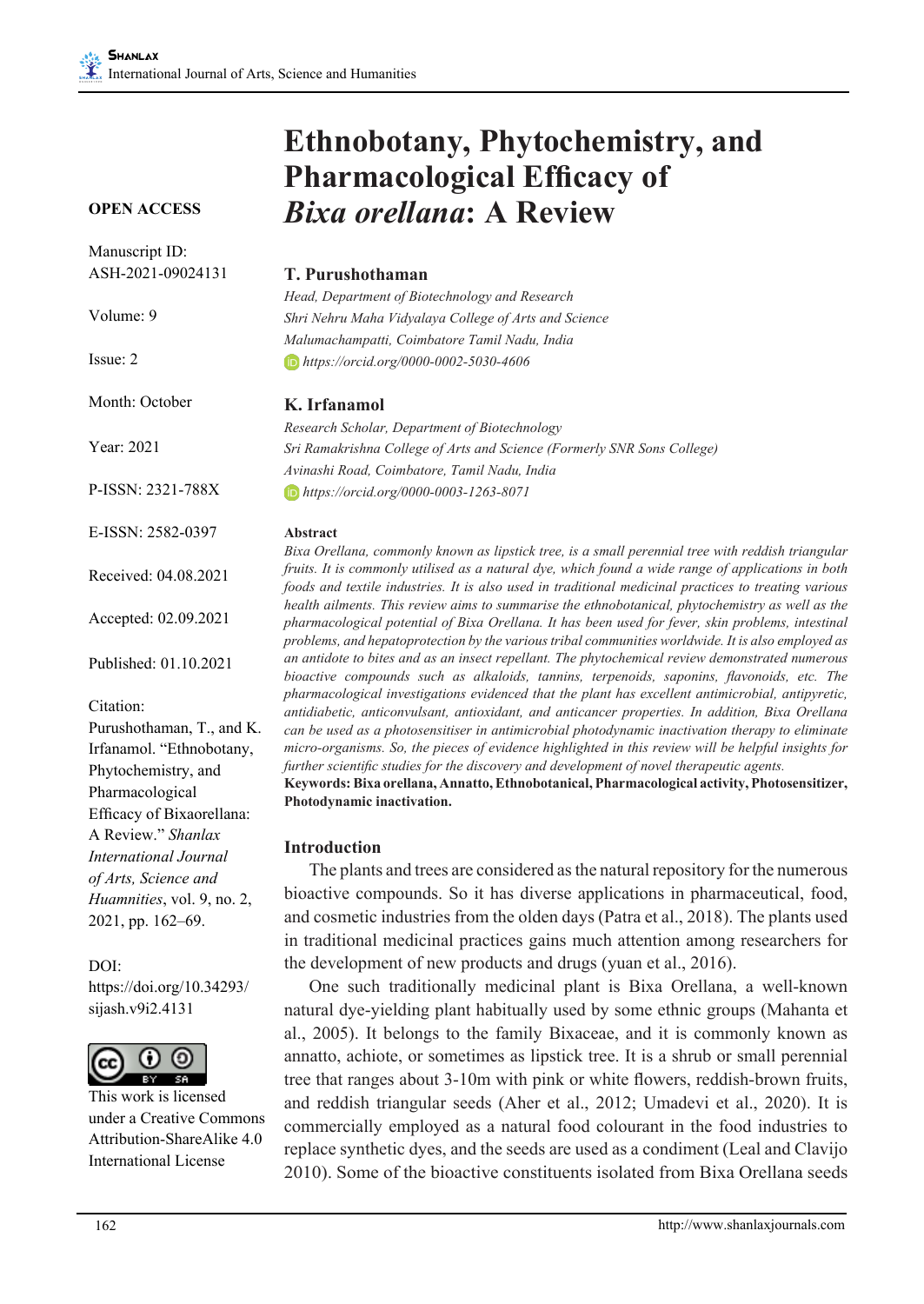# Ethnobotany, Phytochemistry, and Pharmacological Efficacy of *Bixa orellana*: A Review

**OPEN ACCESS**

Manuscript ID: ASH-2021-09024131

Volume: 9

Issue: 2

Month: October

Year: 2021

P-ISSN: 2321-788X

E-ISSN: 2582-0397

Received: 04.08.2021

Accepted: 02.09.2021

Published: 01.10.2021

Citation:
Purushothaman, T., and K. Irfanamol. "Ethnobotany, Phytochemistry, and Pharmacological Efficacy of Bixaorellana: A Review." *Shanlax International Journal of Arts, Science and Huamnities*, vol. 9, no. 2, 2021, pp. 162–69.

DOI:
https://doi.org/10.34293/sijash.v9i2.4131

This work is licensed under a Creative Commons Attribution-ShareAlike 4.0 International License

### T. Purushothaman

*Head, Department of Biotechnology and Research*
*Shri Nehru Maha Vidyalaya College of Arts and Science*
*Malumachampatti, Coimbatore Tamil Nadu, India*
*https://orcid.org/0000-0002-5030-4606*

### K. Irfanamol

*Research Scholar, Department of Biotechnology*
*Sri Ramakrishna College of Arts and Science (Formerly SNR Sons College)*
*Avinashi Road, Coimbatore, Tamil Nadu, India*
*https://orcid.org/0000-0003-1263-8071*

#### Abstract

*Bixa Orellana, commonly known as lipstick tree, is a small perennial tree with reddish triangular fruits. It is commonly utilised as a natural dye, which found a wide range of applications in both foods and textile industries. It is also used in traditional medicinal practices to treating various health ailments. This review aims to summarise the ethnobotanical, phytochemistry as well as the pharmacological potential of Bixa Orellana. It has been used for fever, skin problems, intestinal problems, and hepatoprotection by the various tribal communities worldwide. It is also employed as an antidote to bites and as an insect repellant. The phytochemical review demonstrated numerous bioactive compounds such as alkaloids, tannins, terpenoids, saponins, flavonoids, etc. The pharmacological investigations evidenced that the plant has excellent antimicrobial, antipyretic, antidiabetic, anticonvulsant, antioxidant, and anticancer properties. In addition, Bixa Orellana can be used as a photosensitiser in antimicrobial photodynamic inactivation therapy to eliminate micro-organisms. So, the pieces of evidence highlighted in this review will be helpful insights for further scientific studies for the discovery and development of novel therapeutic agents.*

**Keywords: Bixa orellana, Annatto, Ethnobotanical, Pharmacological activity, Photosensitizer, Photodynamic inactivation.**

## Introduction

The plants and trees are considered as the natural repository for the numerous bioactive compounds. So it has diverse applications in pharmaceutical, food, and cosmetic industries from the olden days (Patra et al., 2018). The plants used in traditional medicinal practices gains much attention among researchers for the development of new products and drugs (yuan et al., 2016).

One such traditionally medicinal plant is Bixa Orellana, a well-known natural dye-yielding plant habitually used by some ethnic groups (Mahanta et al., 2005). It belongs to the family Bixaceae, and it is commonly known as annatto, achiote, or sometimes as lipstick tree. It is a shrub or small perennial tree that ranges about 3-10m with pink or white flowers, reddish-brown fruits, and reddish triangular seeds (Aher et al., 2012; Umadevi et al., 2020). It is commercially employed as a natural food colourant in the food industries to replace synthetic dyes, and the seeds are used as a condiment (Leal and Clavijo 2010). Some of the bioactive constituents isolated from Bixa Orellana seeds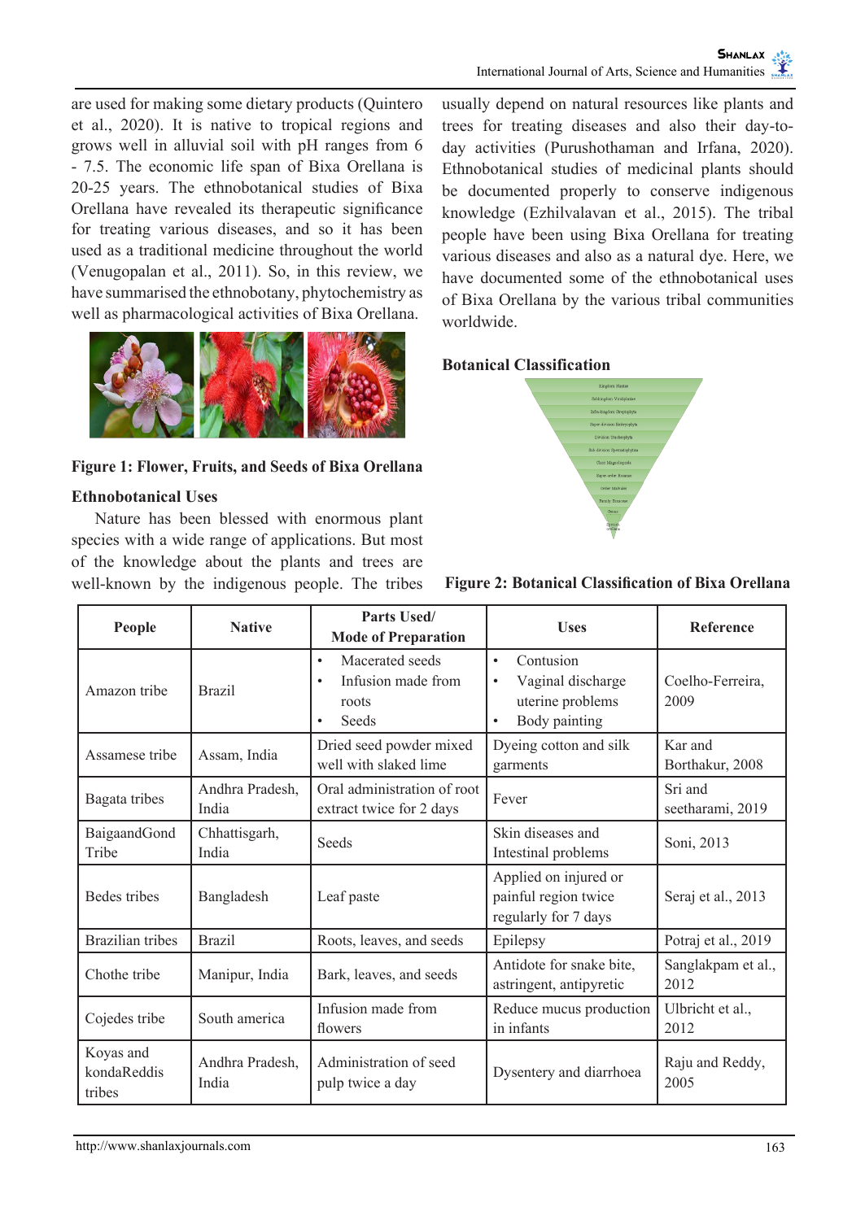are used for making some dietary products (Quintero et al., 2020). It is native to tropical regions and grows well in alluvial soil with pH ranges from 6 - 7.5. The economic life span of Bixa Orellana is 20-25 years. The ethnobotanical studies of Bixa Orellana have revealed its therapeutic significance for treating various diseases, and so it has been used as a traditional medicine throughout the world (Venugopalan et al., 2011). So, in this review, we have summarised the ethnobotany, phytochemistry as well as pharmacological activities of Bixa Orellana.

**Figure 1: Flower, Fruits, and Seeds of Bixa Orellana**

## Ethnobotanical Uses

Nature has been blessed with enormous plant species with a wide range of applications. But most of the knowledge about the plants and trees are well-known by the indigenous people. The tribes usually depend on natural resources like plants and trees for treating diseases and also their day-to-day activities (Purushothaman and Irfana, 2020). Ethnobotanical studies of medicinal plants should be documented properly to conserve indigenous knowledge (Ezhilvalavan et al., 2015). The tribal people have been using Bixa Orellana for treating various diseases and also as a natural dye. Here, we have documented some of the ethnobotanical uses of Bixa Orellana by the various tribal communities worldwide.

## Botanical Classification

Kingdom: Plantae
Subkingdom: Viridiplantae
Infra-kingdom: Streptophyta
Super-division: Embryophyta
Division: Tracheophyta
Sub-division: Spermatophytina
Class: Magnoliopsida
Super-order: Rosanae
Order: Malvales
Family: Bixaceae
Genus
Species: orellana

**Figure 2: Botanical Classification of Bixa Orellana**

| People | Native | Parts Used/ Mode of Preparation | Uses | Reference |
|---|---|---|---|---|
| Amazon tribe | Brazil | • Macerated seeds<br>• Infusion made from roots<br>• Seeds | • Contusion<br>• Vaginal discharge uterine problems<br>• Body painting | Coelho-Ferreira, 2009 |
| Assamese tribe | Assam, India | Dried seed powder mixed well with slaked lime | Dyeing cotton and silk garments | Kar and Borthakur, 2008 |
| Bagata tribes | Andhra Pradesh, India | Oral administration of root extract twice for 2 days | Fever | Sri and seetharami, 2019 |
| BaigaandGond Tribe | Chhattisgarh, India | Seeds | Skin diseases and Intestinal problems | Soni, 2013 |
| Bedes tribes | Bangladesh | Leaf paste | Applied on injured or painful region twice regularly for 7 days | Seraj et al., 2013 |
| Brazilian tribes | Brazil | Roots, leaves, and seeds | Epilepsy | Potraj et al., 2019 |
| Chothe tribe | Manipur, India | Bark, leaves, and seeds | Antidote for snake bite, astringent, antipyretic | Sanglakpam et al., 2012 |
| Cojedes tribe | South america | Infusion made from flowers | Reduce mucus production in infants | Ulbricht et al., 2012 |
| Koyas and kondaReddis tribes | Andhra Pradesh, India | Administration of seed pulp twice a day | Dysentery and diarrhoea | Raju and Reddy, 2005 |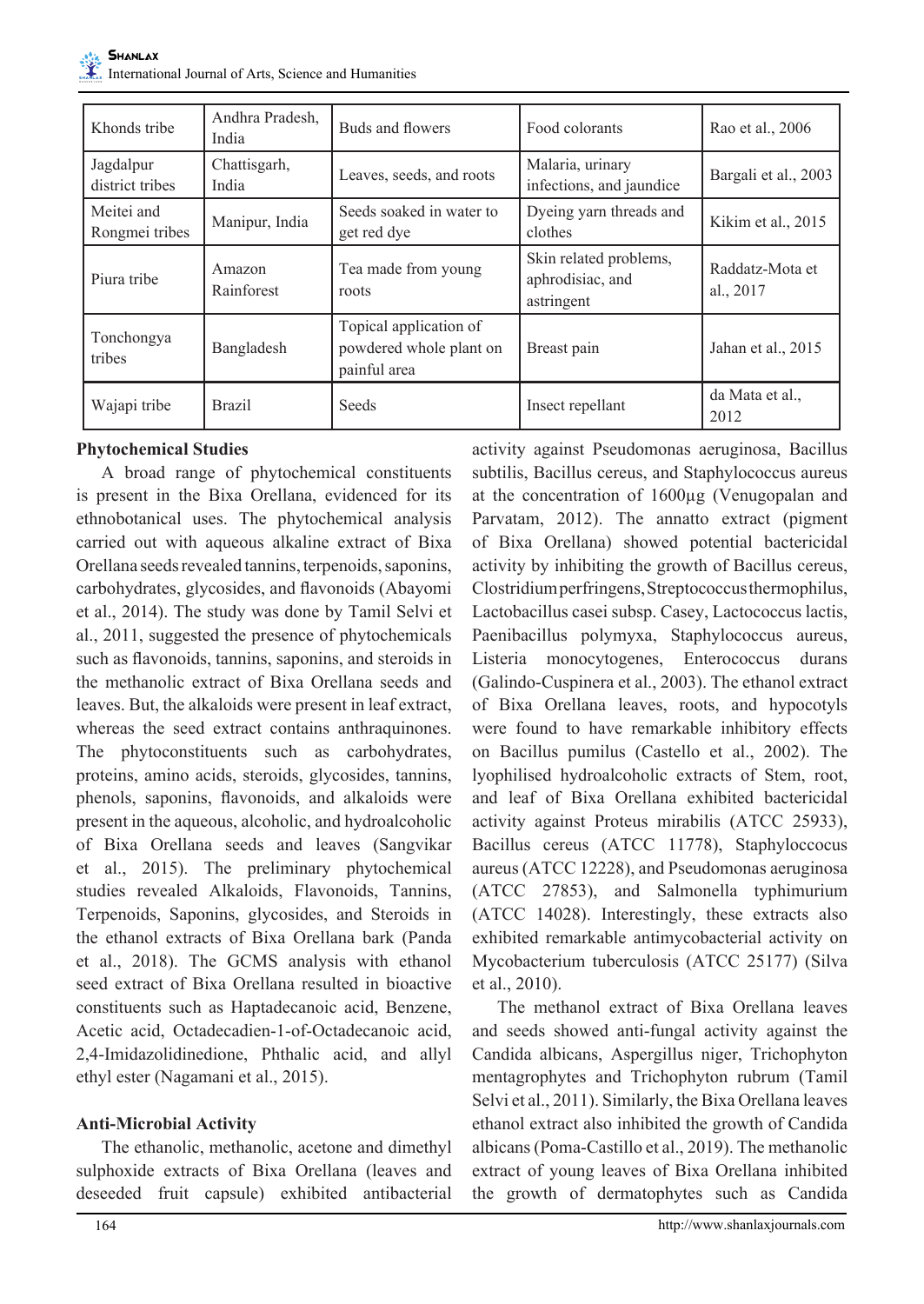| Khonds tribe | Andhra Pradesh, India | Buds and flowers | Food colorants | Rao et al., 2006 |
|---|---|---|---|---|
| Jagdalpur district tribes | Chattisgarh, India | Leaves, seeds, and roots | Malaria, urinary infections, and jaundice | Bargali et al., 2003 |
| Meitei and Rongmei tribes | Manipur, India | Seeds soaked in water to get red dye | Dyeing yarn threads and clothes | Kikim et al., 2015 |
| Piura tribe | Amazon Rainforest | Tea made from young roots | Skin related problems, aphrodisiac, and astringent | Raddatz-Mota et al., 2017 |
| Tonchongya tribes | Bangladesh | Topical application of powdered whole plant on painful area | Breast pain | Jahan et al., 2015 |
| Wajapi tribe | Brazil | Seeds | Insect repellant | da Mata et al., 2012 |

**Phytochemical Studies**

A broad range of phytochemical constituents is present in the Bixa Orellana, evidenced for its ethnobotanical uses. The phytochemical analysis carried out with aqueous alkaline extract of Bixa Orellana seeds revealed tannins, terpenoids, saponins, carbohydrates, glycosides, and flavonoids (Abayomi et al., 2014). The study was done by Tamil Selvi et al., 2011, suggested the presence of phytochemicals such as flavonoids, tannins, saponins, and steroids in the methanolic extract of Bixa Orellana seeds and leaves. But, the alkaloids were present in leaf extract, whereas the seed extract contains anthraquinones. The phytoconstituents such as carbohydrates, proteins, amino acids, steroids, glycosides, tannins, phenols, saponins, flavonoids, and alkaloids were present in the aqueous, alcoholic, and hydroalcoholic of Bixa Orellana seeds and leaves (Sangvikar et al., 2015). The preliminary phytochemical studies revealed Alkaloids, Flavonoids, Tannins, Terpenoids, Saponins, glycosides, and Steroids in the ethanol extracts of Bixa Orellana bark (Panda et al., 2018). The GCMS analysis with ethanol seed extract of Bixa Orellana resulted in bioactive constituents such as Haptadecanoic acid, Benzene, Acetic acid, Octadecadien-1-of-Octadecanoic acid, 2,4-Imidazolidinedione, Phthalic acid, and allyl ethyl ester (Nagamani et al., 2015).

**Anti-Microbial Activity**

The ethanolic, methanolic, acetone and dimethyl sulphoxide extracts of Bixa Orellana (leaves and deseeded fruit capsule) exhibited antibacterial activity against Pseudomonas aeruginosa, Bacillus subtilis, Bacillus cereus, and Staphylococcus aureus at the concentration of 1600µg (Venugopalan and Parvatam, 2012). The annatto extract (pigment of Bixa Orellana) showed potential bactericidal activity by inhibiting the growth of Bacillus cereus, Clostridium perfringens, Streptococcus thermophilus, Lactobacillus casei subsp. Casey, Lactococcus lactis, Paenibacillus polymyxa, Staphylococcus aureus, Listeria monocytogenes, Enterococcus durans (Galindo-Cuspinera et al., 2003). The ethanol extract of Bixa Orellana leaves, roots, and hypocotyls were found to have remarkable inhibitory effects on Bacillus pumilus (Castello et al., 2002). The lyophilised hydroalcoholic extracts of Stem, root, and leaf of Bixa Orellana exhibited bactericidal activity against Proteus mirabilis (ATCC 25933), Bacillus cereus (ATCC 11778), Staphyloccocus aureus (ATCC 12228), and Pseudomonas aeruginosa (ATCC 27853), and Salmonella typhimurium (ATCC 14028). Interestingly, these extracts also exhibited remarkable antimycobacterial activity on Mycobacterium tuberculosis (ATCC 25177) (Silva et al., 2010).

The methanol extract of Bixa Orellana leaves and seeds showed anti-fungal activity against the Candida albicans, Aspergillus niger, Trichophyton mentagrophytes and Trichophyton rubrum (Tamil Selvi et al., 2011). Similarly, the Bixa Orellana leaves ethanol extract also inhibited the growth of Candida albicans (Poma-Castillo et al., 2019). The methanolic extract of young leaves of Bixa Orellana inhibited the growth of dermatophytes such as Candida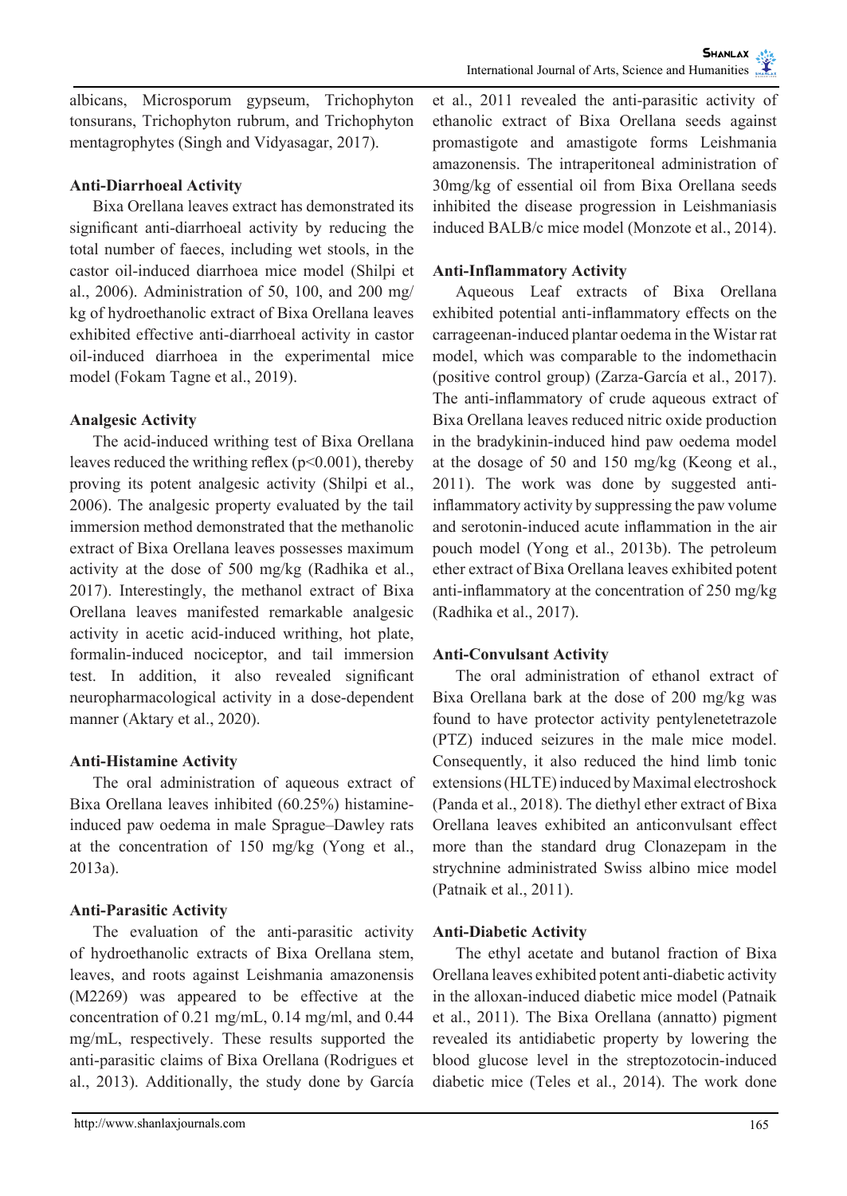albicans, Microsporum gypseum, Trichophyton tonsurans, Trichophyton rubrum, and Trichophyton mentagrophytes (Singh and Vidyasagar, 2017).

### Anti-Diarrhoeal Activity

Bixa Orellana leaves extract has demonstrated its significant anti-diarrhoeal activity by reducing the total number of faeces, including wet stools, in the castor oil-induced diarrhoea mice model (Shilpi et al., 2006). Administration of 50, 100, and 200 mg/kg of hydroethanolic extract of Bixa Orellana leaves exhibited effective anti-diarrhoeal activity in castor oil-induced diarrhoea in the experimental mice model (Fokam Tagne et al., 2019).

### Analgesic Activity

The acid-induced writhing test of Bixa Orellana leaves reduced the writhing reflex ($p<0.001$), thereby proving its potent analgesic activity (Shilpi et al., 2006). The analgesic property evaluated by the tail immersion method demonstrated that the methanolic extract of Bixa Orellana leaves possesses maximum activity at the dose of 500 mg/kg (Radhika et al., 2017). Interestingly, the methanol extract of Bixa Orellana leaves manifested remarkable analgesic activity in acetic acid-induced writhing, hot plate, formalin-induced nociceptor, and tail immersion test. In addition, it also revealed significant neuropharmacological activity in a dose-dependent manner (Aktary et al., 2020).

### Anti-Histamine Activity

The oral administration of aqueous extract of Bixa Orellana leaves inhibited (60.25%) histamine-induced paw oedema in male Sprague–Dawley rats at the concentration of 150 mg/kg (Yong et al., 2013a).

### Anti-Parasitic Activity

The evaluation of the anti-parasitic activity of hydroethanolic extracts of Bixa Orellana stem, leaves, and roots against Leishmania amazonensis (M2269) was appeared to be effective at the concentration of 0.21 mg/mL, 0.14 mg/ml, and 0.44 mg/mL, respectively. These results supported the anti-parasitic claims of Bixa Orellana (Rodrigues et al., 2013). Additionally, the study done by García et al., 2011 revealed the anti-parasitic activity of ethanolic extract of Bixa Orellana seeds against promastigote and amastigote forms Leishmania amazonensis. The intraperitoneal administration of 30mg/kg of essential oil from Bixa Orellana seeds inhibited the disease progression in Leishmaniasis induced BALB/c mice model (Monzote et al., 2014).

### Anti-Inflammatory Activity

Aqueous Leaf extracts of Bixa Orellana exhibited potential anti-inflammatory effects on the carrageenan-induced plantar oedema in the Wistar rat model, which was comparable to the indomethacin (positive control group) (Zarza-García et al., 2017). The anti-inflammatory of crude aqueous extract of Bixa Orellana leaves reduced nitric oxide production in the bradykinin-induced hind paw oedema model at the dosage of 50 and 150 mg/kg (Keong et al., 2011). The work was done by suggested anti-inflammatory activity by suppressing the paw volume and serotonin-induced acute inflammation in the air pouch model (Yong et al., 2013b). The petroleum ether extract of Bixa Orellana leaves exhibited potent anti-inflammatory at the concentration of 250 mg/kg (Radhika et al., 2017).

### Anti-Convulsant Activity

The oral administration of ethanol extract of Bixa Orellana bark at the dose of 200 mg/kg was found to have protector activity pentylenetetrazole (PTZ) induced seizures in the male mice model. Consequently, it also reduced the hind limb tonic extensions (HLTE) induced by Maximal electroshock (Panda et al., 2018). The diethyl ether extract of Bixa Orellana leaves exhibited an anticonvulsant effect more than the standard drug Clonazepam in the strychnine administrated Swiss albino mice model (Patnaik et al., 2011).

### Anti-Diabetic Activity

The ethyl acetate and butanol fraction of Bixa Orellana leaves exhibited potent anti-diabetic activity in the alloxan-induced diabetic mice model (Patnaik et al., 2011). The Bixa Orellana (annatto) pigment revealed its antidiabetic property by lowering the blood glucose level in the streptozotocin-induced diabetic mice (Teles et al., 2014). The work done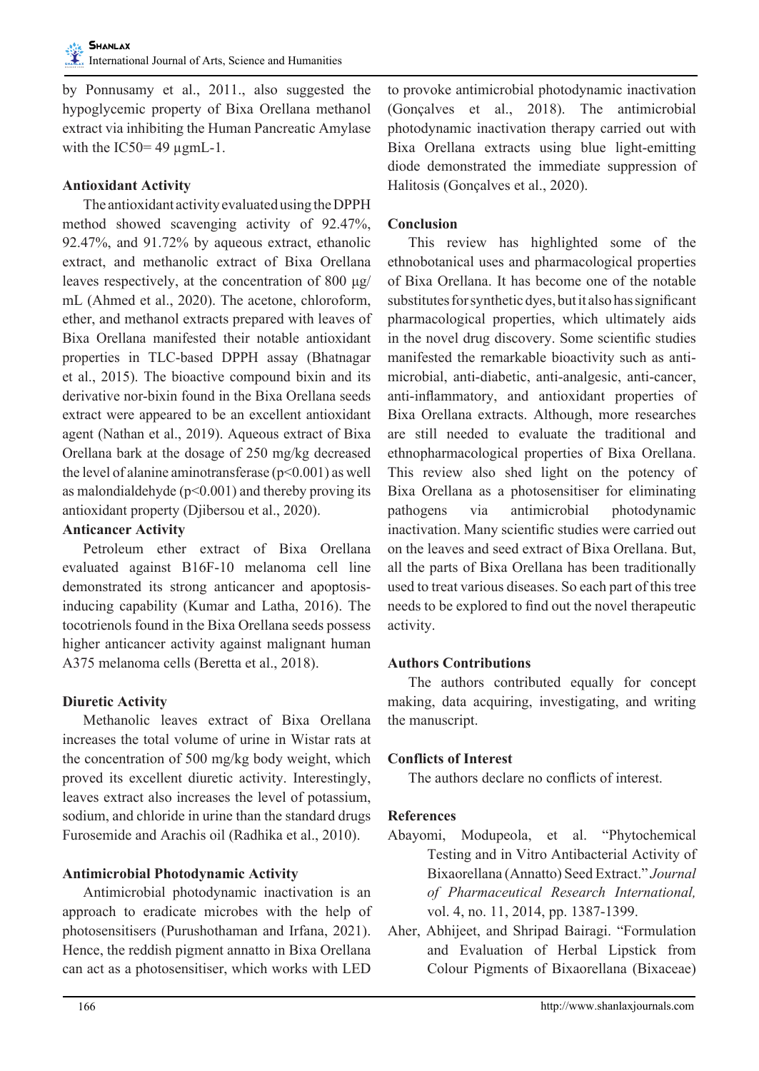by Ponnusamy et al., 2011., also suggested the hypoglycemic property of Bixa Orellana methanol extract via inhibiting the Human Pancreatic Amylase with the IC50= 49 µgmL-1.

### Antioxidant Activity

The antioxidant activity evaluated using the DPPH method showed scavenging activity of 92.47%, 92.47%, and 91.72% by aqueous extract, ethanolic extract, and methanolic extract of Bixa Orellana leaves respectively, at the concentration of 800 µg/mL (Ahmed et al., 2020). The acetone, chloroform, ether, and methanol extracts prepared with leaves of Bixa Orellana manifested their notable antioxidant properties in TLC-based DPPH assay (Bhatnagar et al., 2015). The bioactive compound bixin and its derivative nor-bixin found in the Bixa Orellana seeds extract were appeared to be an excellent antioxidant agent (Nathan et al., 2019). Aqueous extract of Bixa Orellana bark at the dosage of 250 mg/kg decreased the level of alanine aminotransferase ($p<0.001$) as well as malondialdehyde ($p<0.001$) and thereby proving its antioxidant property (Djibersou et al., 2020).

### Anticancer Activity

Petroleum ether extract of Bixa Orellana evaluated against B16F-10 melanoma cell line demonstrated its strong anticancer and apoptosis-inducing capability (Kumar and Latha, 2016). The tocotrienols found in the Bixa Orellana seeds possess higher anticancer activity against malignant human A375 melanoma cells (Beretta et al., 2018).

### Diuretic Activity

Methanolic leaves extract of Bixa Orellana increases the total volume of urine in Wistar rats at the concentration of 500 mg/kg body weight, which proved its excellent diuretic activity. Interestingly, leaves extract also increases the level of potassium, sodium, and chloride in urine than the standard drugs Furosemide and Arachis oil (Radhika et al., 2010).

### Antimicrobial Photodynamic Activity

Antimicrobial photodynamic inactivation is an approach to eradicate microbes with the help of photosensitisers (Purushothaman and Irfana, 2021). Hence, the reddish pigment annatto in Bixa Orellana can act as a photosensitiser, which works with LED to provoke antimicrobial photodynamic inactivation (Gonçalves et al., 2018). The antimicrobial photodynamic inactivation therapy carried out with Bixa Orellana extracts using blue light-emitting diode demonstrated the immediate suppression of Halitosis (Gonçalves et al., 2020).

### Conclusion

This review has highlighted some of the ethnobotanical uses and pharmacological properties of Bixa Orellana. It has become one of the notable substitutes for synthetic dyes, but it also has significant pharmacological properties, which ultimately aids in the novel drug discovery. Some scientific studies manifested the remarkable bioactivity such as anti-microbial, anti-diabetic, anti-analgesic, anti-cancer, anti-inflammatory, and antioxidant properties of Bixa Orellana extracts. Although, more researches are still needed to evaluate the traditional and ethnopharmacological properties of Bixa Orellana. This review also shed light on the potency of Bixa Orellana as a photosensitiser for eliminating pathogens via antimicrobial photodynamic inactivation. Many scientific studies were carried out on the leaves and seed extract of Bixa Orellana. But, all the parts of Bixa Orellana has been traditionally used to treat various diseases. So each part of this tree needs to be explored to find out the novel therapeutic activity.

### Authors Contributions

The authors contributed equally for concept making, data acquiring, investigating, and writing the manuscript.

### Conflicts of Interest

The authors declare no conflicts of interest.

### References

Abayomi, Modupeola, et al. "Phytochemical Testing and in Vitro Antibacterial Activity of Bixaorellana (Annatto) Seed Extract." *Journal of Pharmaceutical Research International,* vol. 4, no. 11, 2014, pp. 1387-1399.

Aher, Abhijeet, and Shripad Bairagi. "Formulation and Evaluation of Herbal Lipstick from Colour Pigments of Bixaorellana (Bixaceae)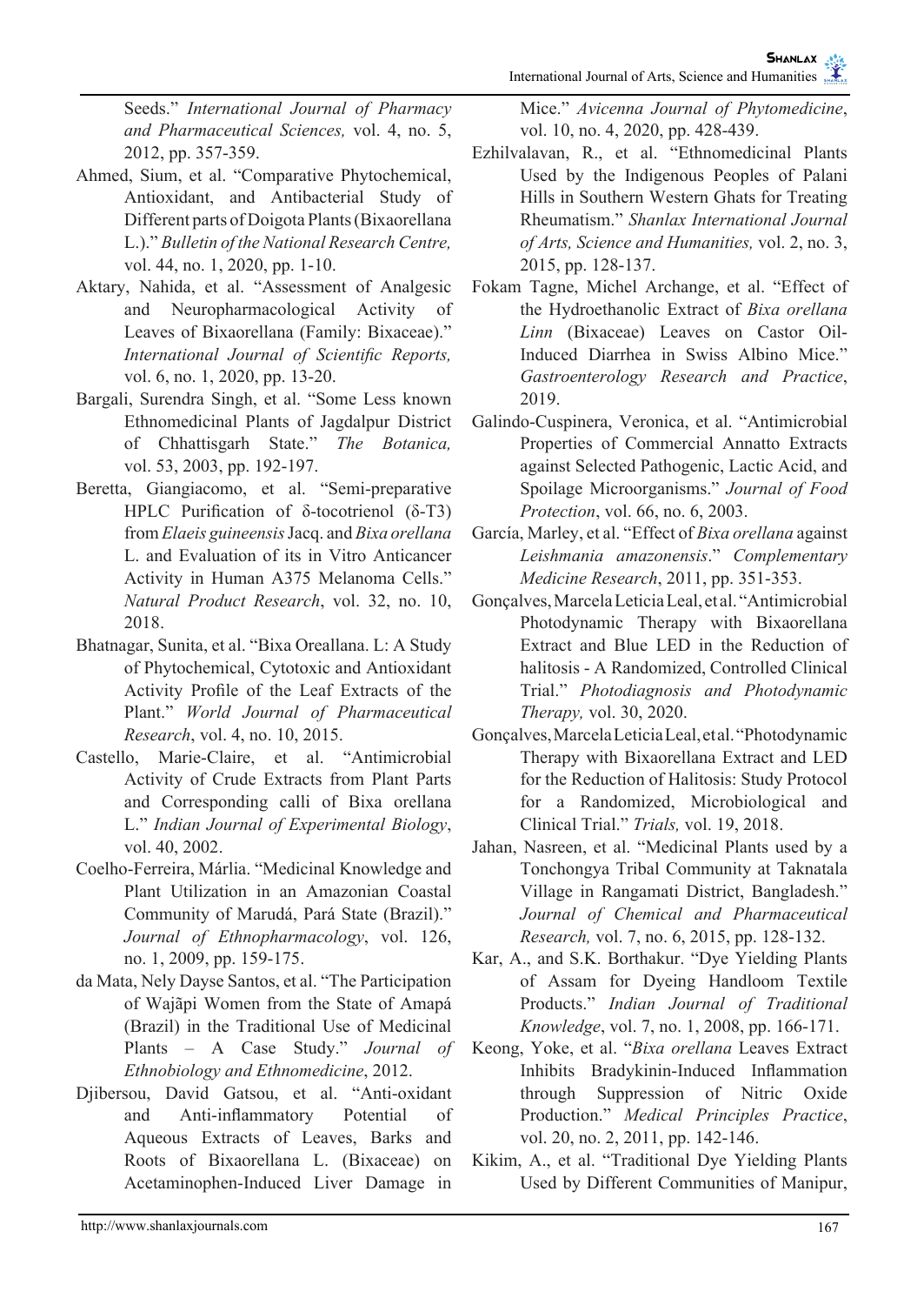Seeds." *International Journal of Pharmacy and Pharmaceutical Sciences,* vol. 4, no. 5, 2012, pp. 357-359.

Ahmed, Sium, et al. "Comparative Phytochemical, Antioxidant, and Antibacterial Study of Different parts of Doigota Plants (Bixaorellana L.)." *Bulletin of the National Research Centre,* vol. 44, no. 1, 2020, pp. 1-10.

Aktary, Nahida, et al. "Assessment of Analgesic and Neuropharmacological Activity of Leaves of Bixaorellana (Family: Bixaceae)." *International Journal of Scientific Reports,* vol. 6, no. 1, 2020, pp. 13-20.

Bargali, Surendra Singh, et al. "Some Less known Ethnomedicinal Plants of Jagdalpur District of Chhattisgarh State." *The Botanica,* vol. 53, 2003, pp. 192-197.

Beretta, Giangiacomo, et al. "Semi-preparative HPLC Purification of δ-tocotrienol (δ-T3) from *Elaeis guineensis* Jacq. and *Bixa orellana* L. and Evaluation of its in Vitro Anticancer Activity in Human A375 Melanoma Cells." *Natural Product Research*, vol. 32, no. 10, 2018.

Bhatnagar, Sunita, et al. "Bixa Oreallana. L: A Study of Phytochemical, Cytotoxic and Antioxidant Activity Profile of the Leaf Extracts of the Plant." *World Journal of Pharmaceutical Research*, vol. 4, no. 10, 2015.

Castello, Marie-Claire, et al. "Antimicrobial Activity of Crude Extracts from Plant Parts and Corresponding calli of Bixa orellana L." *Indian Journal of Experimental Biology*, vol. 40, 2002.

Coelho-Ferreira, Márlia. "Medicinal Knowledge and Plant Utilization in an Amazonian Coastal Community of Marudá, Pará State (Brazil)." *Journal of Ethnopharmacology*, vol. 126, no. 1, 2009, pp. 159-175.

da Mata, Nely Dayse Santos, et al. "The Participation of Wajãpi Women from the State of Amapá (Brazil) in the Traditional Use of Medicinal Plants – A Case Study." *Journal of Ethnobiology and Ethnomedicine*, 2012.

Djibersou, David Gatsou, et al. "Anti-oxidant and Anti-inflammatory Potential of Aqueous Extracts of Leaves, Barks and Roots of Bixaorellana L. (Bixaceae) on Acetaminophen-Induced Liver Damage in Mice." *Avicenna Journal of Phytomedicine*, vol. 10, no. 4, 2020, pp. 428-439.

Ezhilvalavan, R., et al. "Ethnomedicinal Plants Used by the Indigenous Peoples of Palani Hills in Southern Western Ghats for Treating Rheumatism." *Shanlax International Journal of Arts, Science and Humanities,* vol. 2, no. 3, 2015, pp. 128-137.

Fokam Tagne, Michel Archange, et al. "Effect of the Hydroethanolic Extract of *Bixa orellana Linn* (Bixaceae) Leaves on Castor Oil-Induced Diarrhea in Swiss Albino Mice." *Gastroenterology Research and Practice*, 2019.

Galindo-Cuspinera, Veronica, et al. "Antimicrobial Properties of Commercial Annatto Extracts against Selected Pathogenic, Lactic Acid, and Spoilage Microorganisms." *Journal of Food Protection*, vol. 66, no. 6, 2003.

García, Marley, et al. "Effect of *Bixa orellana* against *Leishmania amazonensis*." *Complementary Medicine Research*, 2011, pp. 351-353.

Gonçalves, Marcela Leticia Leal, et al. "Antimicrobial Photodynamic Therapy with Bixaorellana Extract and Blue LED in the Reduction of halitosis - A Randomized, Controlled Clinical Trial." *Photodiagnosis and Photodynamic Therapy,* vol. 30, 2020.

Gonçalves, Marcela Leticia Leal, et al. "Photodynamic Therapy with Bixaorellana Extract and LED for the Reduction of Halitosis: Study Protocol for a Randomized, Microbiological and Clinical Trial." *Trials,* vol. 19, 2018.

Jahan, Nasreen, et al. "Medicinal Plants used by a Tonchongya Tribal Community at Taknatala Village in Rangamati District, Bangladesh." *Journal of Chemical and Pharmaceutical Research,* vol. 7, no. 6, 2015, pp. 128-132.

Kar, A., and S.K. Borthakur. "Dye Yielding Plants of Assam for Dyeing Handloom Textile Products." *Indian Journal of Traditional Knowledge*, vol. 7, no. 1, 2008, pp. 166-171.

Keong, Yoke, et al. "*Bixa orellana* Leaves Extract Inhibits Bradykinin-Induced Inflammation through Suppression of Nitric Oxide Production." *Medical Principles Practice*, vol. 20, no. 2, 2011, pp. 142-146.

Kikim, A., et al. "Traditional Dye Yielding Plants Used by Different Communities of Manipur,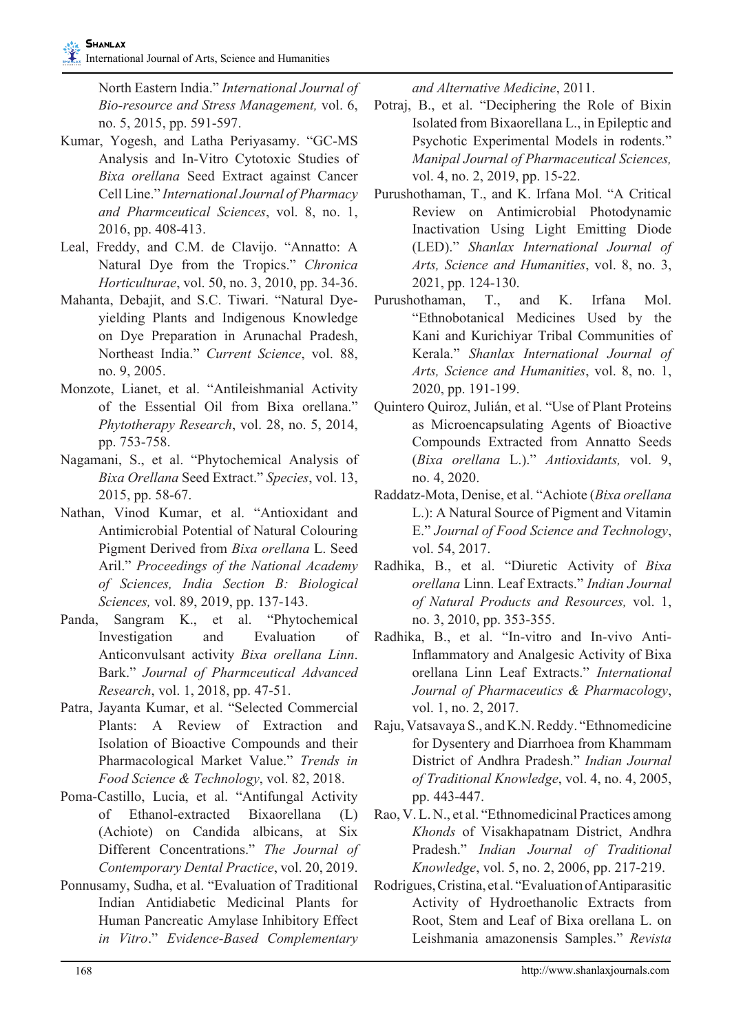North Eastern India." *International Journal of Bio-resource and Stress Management,* vol. 6, no. 5, 2015, pp. 591-597.

Kumar, Yogesh, and Latha Periyasamy. "GC-MS Analysis and In-Vitro Cytotoxic Studies of *Bixa orellana* Seed Extract against Cancer Cell Line." *International Journal of Pharmacy and Pharmceutical Sciences*, vol. 8, no. 1, 2016, pp. 408-413.

Leal, Freddy, and C.M. de Clavijo. "Annatto: A Natural Dye from the Tropics." *Chronica Horticulturae*, vol. 50, no. 3, 2010, pp. 34-36.

Mahanta, Debajit, and S.C. Tiwari. "Natural Dye-yielding Plants and Indigenous Knowledge on Dye Preparation in Arunachal Pradesh, Northeast India." *Current Science*, vol. 88, no. 9, 2005.

Monzote, Lianet, et al. "Antileishmanial Activity of the Essential Oil from Bixa orellana." *Phytotherapy Research*, vol. 28, no. 5, 2014, pp. 753-758.

Nagamani, S., et al. "Phytochemical Analysis of *Bixa Orellana* Seed Extract." *Species*, vol. 13, 2015, pp. 58-67.

Nathan, Vinod Kumar, et al. "Antioxidant and Antimicrobial Potential of Natural Colouring Pigment Derived from *Bixa orellana* L. Seed Aril." *Proceedings of the National Academy of Sciences, India Section B: Biological Sciences,* vol. 89, 2019, pp. 137-143.

Panda, Sangram K., et al. "Phytochemical Investigation and Evaluation of Anticonvulsant activity *Bixa orellana Linn*. Bark." *Journal of Pharmceutical Advanced Research*, vol. 1, 2018, pp. 47-51.

Patra, Jayanta Kumar, et al. "Selected Commercial Plants: A Review of Extraction and Isolation of Bioactive Compounds and their Pharmacological Market Value." *Trends in Food Science & Technology*, vol. 82, 2018.

Poma-Castillo, Lucia, et al. "Antifungal Activity of Ethanol-extracted Bixaorellana (L) (Achiote) on Candida albicans, at Six Different Concentrations." *The Journal of Contemporary Dental Practice*, vol. 20, 2019.

Ponnusamy, Sudha, et al. "Evaluation of Traditional Indian Antidiabetic Medicinal Plants for Human Pancreatic Amylase Inhibitory Effect *in Vitro*." *Evidence-Based Complementary and Alternative Medicine*, 2011.

Potraj, B., et al. "Deciphering the Role of Bixin Isolated from Bixaorellana L., in Epileptic and Psychotic Experimental Models in rodents." *Manipal Journal of Pharmaceutical Sciences,* vol. 4, no. 2, 2019, pp. 15-22.

Purushothaman, T., and K. Irfana Mol. "A Critical Review on Antimicrobial Photodynamic Inactivation Using Light Emitting Diode (LED)." *Shanlax International Journal of Arts, Science and Humanities*, vol. 8, no. 3, 2021, pp. 124-130.

Purushothaman, T., and K. Irfana Mol. "Ethnobotanical Medicines Used by the Kani and Kurichiyar Tribal Communities of Kerala." *Shanlax International Journal of Arts, Science and Humanities*, vol. 8, no. 1, 2020, pp. 191-199.

Quintero Quiroz, Julián, et al. "Use of Plant Proteins as Microencapsulating Agents of Bioactive Compounds Extracted from Annatto Seeds (*Bixa orellana* L.)." *Antioxidants,* vol. 9, no. 4, 2020.

Raddatz-Mota, Denise, et al. "Achiote (*Bixa orellana* L.): A Natural Source of Pigment and Vitamin E." *Journal of Food Science and Technology*, vol. 54, 2017.

Radhika, B., et al. "Diuretic Activity of *Bixa orellana* Linn. Leaf Extracts." *Indian Journal of Natural Products and Resources,* vol. 1, no. 3, 2010, pp. 353-355.

Radhika, B., et al. "In-vitro and In-vivo Anti-Inflammatory and Analgesic Activity of Bixa orellana Linn Leaf Extracts." *International Journal of Pharmaceutics & Pharmacology*, vol. 1, no. 2, 2017.

Raju, Vatsavaya S., and K.N. Reddy. "Ethnomedicine for Dysentery and Diarrhoea from Khammam District of Andhra Pradesh." *Indian Journal of Traditional Knowledge*, vol. 4, no. 4, 2005, pp. 443-447.

Rao, V. L. N., et al. "Ethnomedicinal Practices among *Khonds* of Visakhapatnam District, Andhra Pradesh." *Indian Journal of Traditional Knowledge*, vol. 5, no. 2, 2006, pp. 217-219.

Rodrigues, Cristina, et al. "Evaluation of Antiparasitic Activity of Hydroethanolic Extracts from Root, Stem and Leaf of Bixa orellana L. on Leishmania amazonensis Samples." *Revista*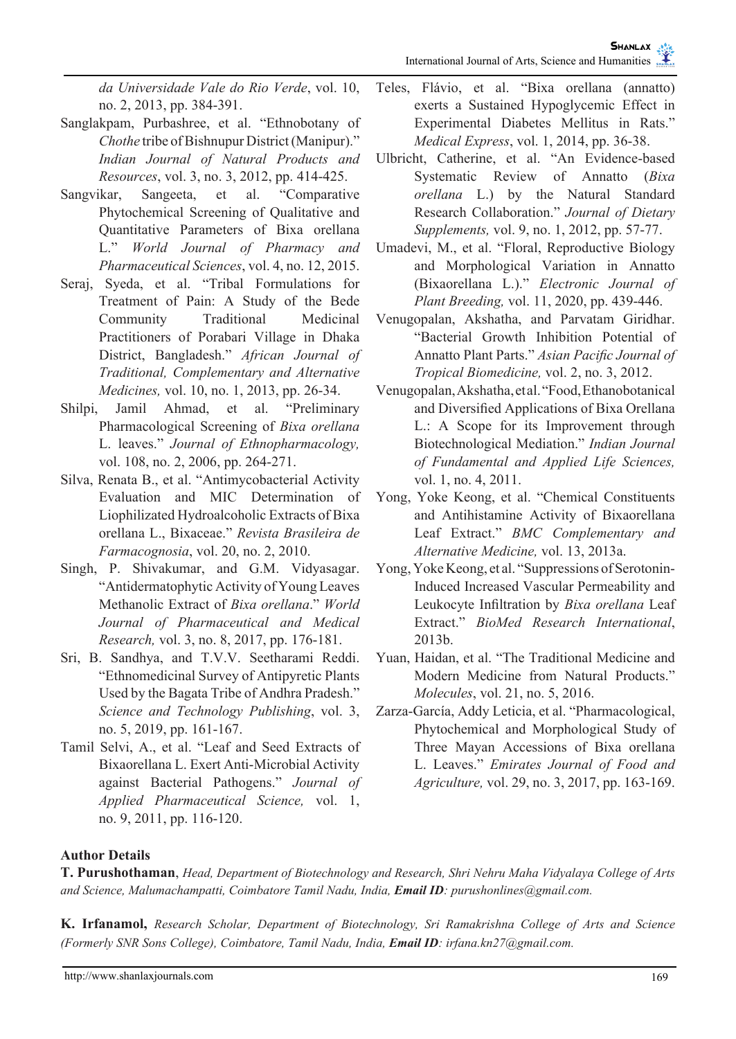*da Universidade Vale do Rio Verde*, vol. 10, no. 2, 2013, pp. 384-391.

Sanglakpam, Purbashree, et al. "Ethnobotany of *Chothe* tribe of Bishnupur District (Manipur)." *Indian Journal of Natural Products and Resources*, vol. 3, no. 3, 2012, pp. 414-425.

Sangvikar, Sangeeta, et al. "Comparative Phytochemical Screening of Qualitative and Quantitative Parameters of Bixa orellana L." *World Journal of Pharmacy and Pharmaceutical Sciences*, vol. 4, no. 12, 2015.

Seraj, Syeda, et al. "Tribal Formulations for Treatment of Pain: A Study of the Bede Community Traditional Medicinal Practitioners of Porabari Village in Dhaka District, Bangladesh." *African Journal of Traditional, Complementary and Alternative Medicines,* vol. 10, no. 1, 2013, pp. 26-34.

Shilpi, Jamil Ahmad, et al. "Preliminary Pharmacological Screening of *Bixa orellana* L. leaves." *Journal of Ethnopharmacology,* vol. 108, no. 2, 2006, pp. 264-271.

Silva, Renata B., et al. "Antimycobacterial Activity Evaluation and MIC Determination of Liophilizated Hydroalcoholic Extracts of Bixa orellana L., Bixaceae." *Revista Brasileira de Farmacognosia*, vol. 20, no. 2, 2010.

Singh, P. Shivakumar, and G.M. Vidyasagar. "Antidermatophytic Activity of Young Leaves Methanolic Extract of *Bixa orellana*." *World Journal of Pharmaceutical and Medical Research,* vol. 3, no. 8, 2017, pp. 176-181.

Sri, B. Sandhya, and T.V.V. Seetharami Reddi. "Ethnomedicinal Survey of Antipyretic Plants Used by the Bagata Tribe of Andhra Pradesh." *Science and Technology Publishing*, vol. 3, no. 5, 2019, pp. 161-167.

Tamil Selvi, A., et al. "Leaf and Seed Extracts of Bixaorellana L. Exert Anti-Microbial Activity against Bacterial Pathogens." *Journal of Applied Pharmaceutical Science,* vol. 1, no. 9, 2011, pp. 116-120.

Teles, Flávio, et al. "Bixa orellana (annatto) exerts a Sustained Hypoglycemic Effect in Experimental Diabetes Mellitus in Rats." *Medical Express*, vol. 1, 2014, pp. 36-38.

Ulbricht, Catherine, et al. "An Evidence-based Systematic Review of Annatto (*Bixa orellana* L.) by the Natural Standard Research Collaboration." *Journal of Dietary Supplements,* vol. 9, no. 1, 2012, pp. 57-77.

Umadevi, M., et al. "Floral, Reproductive Biology and Morphological Variation in Annatto (Bixaorellana L.)." *Electronic Journal of Plant Breeding,* vol. 11, 2020, pp. 439-446.

Venugopalan, Akshatha, and Parvatam Giridhar. "Bacterial Growth Inhibition Potential of Annatto Plant Parts." *Asian Pacific Journal of Tropical Biomedicine,* vol. 2, no. 3, 2012.

Venugopalan, Akshatha, et al. "Food, Ethanobotanical and Diversified Applications of Bixa Orellana L.: A Scope for its Improvement through Biotechnological Mediation." *Indian Journal of Fundamental and Applied Life Sciences,* vol. 1, no. 4, 2011.

Yong, Yoke Keong, et al. "Chemical Constituents and Antihistamine Activity of Bixaorellana Leaf Extract." *BMC Complementary and Alternative Medicine,* vol. 13, 2013a.

Yong, Yoke Keong, et al. "Suppressions of Serotonin-Induced Increased Vascular Permeability and Leukocyte Infiltration by *Bixa orellana* Leaf Extract." *BioMed Research International*, 2013b.

Yuan, Haidan, et al. "The Traditional Medicine and Modern Medicine from Natural Products." *Molecules*, vol. 21, no. 5, 2016.

Zarza-García, Addy Leticia, et al. "Pharmacological, Phytochemical and Morphological Study of Three Mayan Accessions of Bixa orellana L. Leaves." *Emirates Journal of Food and Agriculture,* vol. 29, no. 3, 2017, pp. 163-169.

## Author Details

**T. Purushothaman**, *Head, Department of Biotechnology and Research, Shri Nehru Maha Vidyalaya College of Arts and Science, Malumachampatti, Coimbatore Tamil Nadu, India,* ***Email ID****: purushonlines@gmail.com.*

**K. Irfanamol,** *Research Scholar, Department of Biotechnology, Sri Ramakrishna College of Arts and Science (Formerly SNR Sons College), Coimbatore, Tamil Nadu, India,* ***Email ID****: irfana.kn27@gmail.com.*